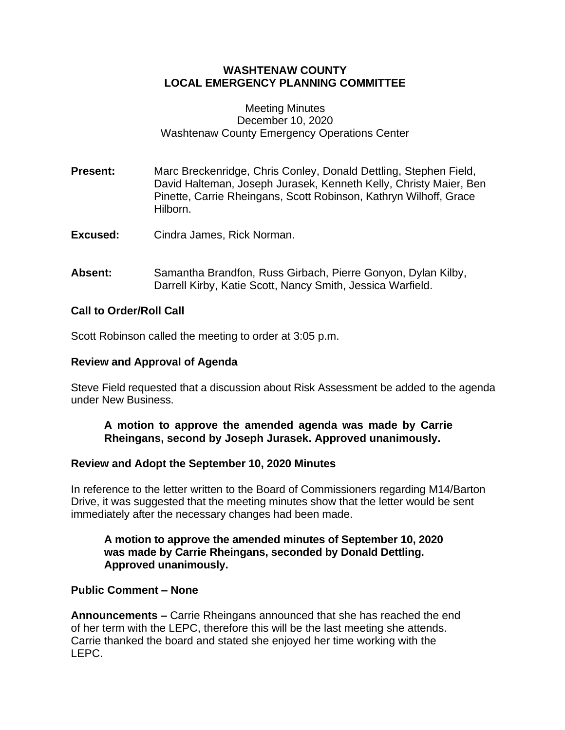# WASHTENAW COUNTY
# LOCAL EMERGENCY PLANNING COMMITTEE

Meeting Minutes
December 10, 2020
Washtenaw County Emergency Operations Center

**Present:** Marc Breckenridge, Chris Conley, Donald Dettling, Stephen Field, David Halteman, Joseph Jurasek, Kenneth Kelly, Christy Maier, Ben Pinette, Carrie Rheingans, Scott Robinson, Kathryn Wilhoff, Grace Hilborn.

**Excused:** Cindra James, Rick Norman.

**Absent:** Samantha Brandfon, Russ Girbach, Pierre Gonyon, Dylan Kilby, Darrell Kirby, Katie Scott, Nancy Smith, Jessica Warfield.

## Call to Order/Roll Call

Scott Robinson called the meeting to order at 3:05 p.m.

## Review and Approval of Agenda

Steve Field requested that a discussion about Risk Assessment be added to the agenda under New Business.

> **A motion to approve the amended agenda was made by Carrie Rheingans, second by Joseph Jurasek. Approved unanimously.**

## Review and Adopt the September 10, 2020 Minutes

In reference to the letter written to the Board of Commissioners regarding M14/Barton Drive, it was suggested that the meeting minutes show that the letter would be sent immediately after the necessary changes had been made.

> **A motion to approve the amended minutes of September 10, 2020 was made by Carrie Rheingans, seconded by Donald Dettling. Approved unanimously.**

## Public Comment – None

**Announcements –** Carrie Rheingans announced that she has reached the end of her term with the LEPC, therefore this will be the last meeting she attends. Carrie thanked the board and stated she enjoyed her time working with the LEPC.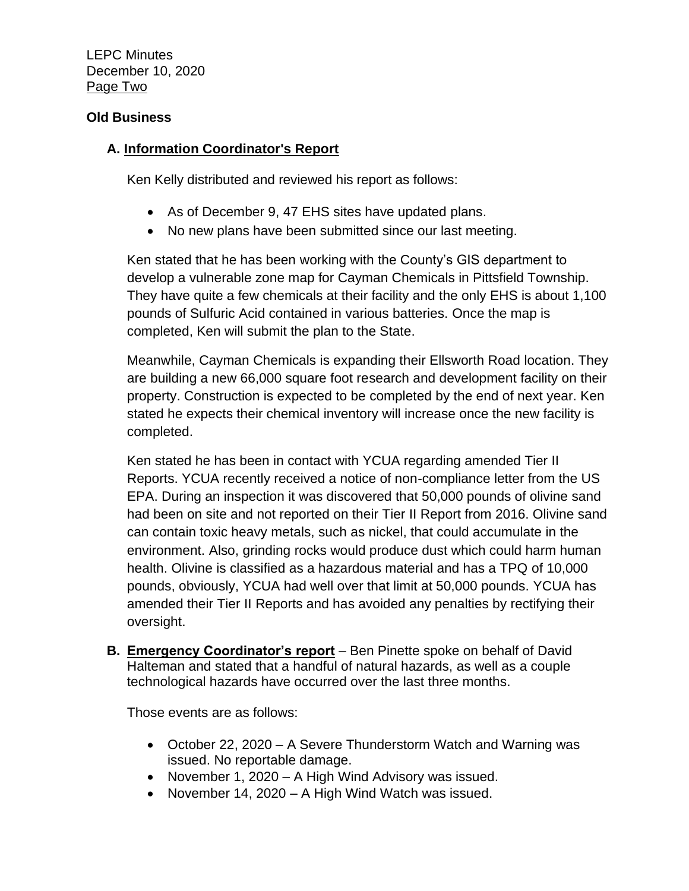## Old Business

### A. Information Coordinator's Report

Ken Kelly distributed and reviewed his report as follows:

- As of December 9, 47 EHS sites have updated plans.
- No new plans have been submitted since our last meeting.

Ken stated that he has been working with the County's GIS department to develop a vulnerable zone map for Cayman Chemicals in Pittsfield Township. They have quite a few chemicals at their facility and the only EHS is about 1,100 pounds of Sulfuric Acid contained in various batteries. Once the map is completed, Ken will submit the plan to the State.

Meanwhile, Cayman Chemicals is expanding their Ellsworth Road location. They are building a new 66,000 square foot research and development facility on their property. Construction is expected to be completed by the end of next year. Ken stated he expects their chemical inventory will increase once the new facility is completed.

Ken stated he has been in contact with YCUA regarding amended Tier II Reports. YCUA recently received a notice of non-compliance letter from the US EPA. During an inspection it was discovered that 50,000 pounds of olivine sand had been on site and not reported on their Tier II Report from 2016. Olivine sand can contain toxic heavy metals, such as nickel, that could accumulate in the environment. Also, grinding rocks would produce dust which could harm human health. Olivine is classified as a hazardous material and has a TPQ of 10,000 pounds, obviously, YCUA had well over that limit at 50,000 pounds. YCUA has amended their Tier II Reports and has avoided any penalties by rectifying their oversight.

### B. Emergency Coordinator's report

**Emergency Coordinator's report** – Ben Pinette spoke on behalf of David Halteman and stated that a handful of natural hazards, as well as a couple technological hazards have occurred over the last three months.

Those events are as follows:

- October 22, 2020 – A Severe Thunderstorm Watch and Warning was issued. No reportable damage.
- November 1, 2020 – A High Wind Advisory was issued.
- November 14, 2020 – A High Wind Watch was issued.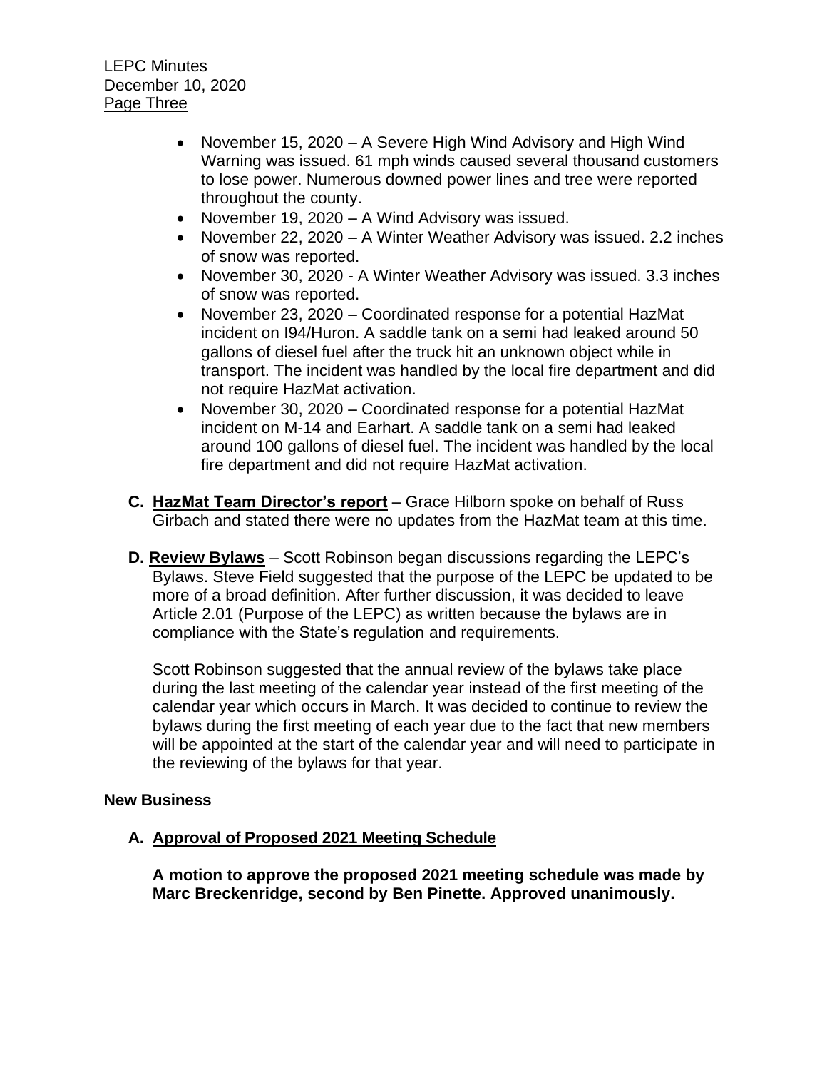- November 15, 2020 – A Severe High Wind Advisory and High Wind Warning was issued. 61 mph winds caused several thousand customers to lose power. Numerous downed power lines and tree were reported throughout the county.
- November 19, 2020 – A Wind Advisory was issued.
- November 22, 2020 – A Winter Weather Advisory was issued. 2.2 inches of snow was reported.
- November 30, 2020 - A Winter Weather Advisory was issued. 3.3 inches of snow was reported.
- November 23, 2020 – Coordinated response for a potential HazMat incident on I94/Huron. A saddle tank on a semi had leaked around 50 gallons of diesel fuel after the truck hit an unknown object while in transport. The incident was handled by the local fire department and did not require HazMat activation.
- November 30, 2020 – Coordinated response for a potential HazMat incident on M-14 and Earhart. A saddle tank on a semi had leaked around 100 gallons of diesel fuel. The incident was handled by the local fire department and did not require HazMat activation.

**C. HazMat Team Director's report** – Grace Hilborn spoke on behalf of Russ Girbach and stated there were no updates from the HazMat team at this time.

**D. Review Bylaws** – Scott Robinson began discussions regarding the LEPC's Bylaws. Steve Field suggested that the purpose of the LEPC be updated to be more of a broad definition. After further discussion, it was decided to leave Article 2.01 (Purpose of the LEPC) as written because the bylaws are in compliance with the State's regulation and requirements.

Scott Robinson suggested that the annual review of the bylaws take place during the last meeting of the calendar year instead of the first meeting of the calendar year which occurs in March. It was decided to continue to review the bylaws during the first meeting of each year due to the fact that new members will be appointed at the start of the calendar year and will need to participate in the reviewing of the bylaws for that year.

**New Business**

**A. Approval of Proposed 2021 Meeting Schedule**

**A motion to approve the proposed 2021 meeting schedule was made by Marc Breckenridge, second by Ben Pinette. Approved unanimously.**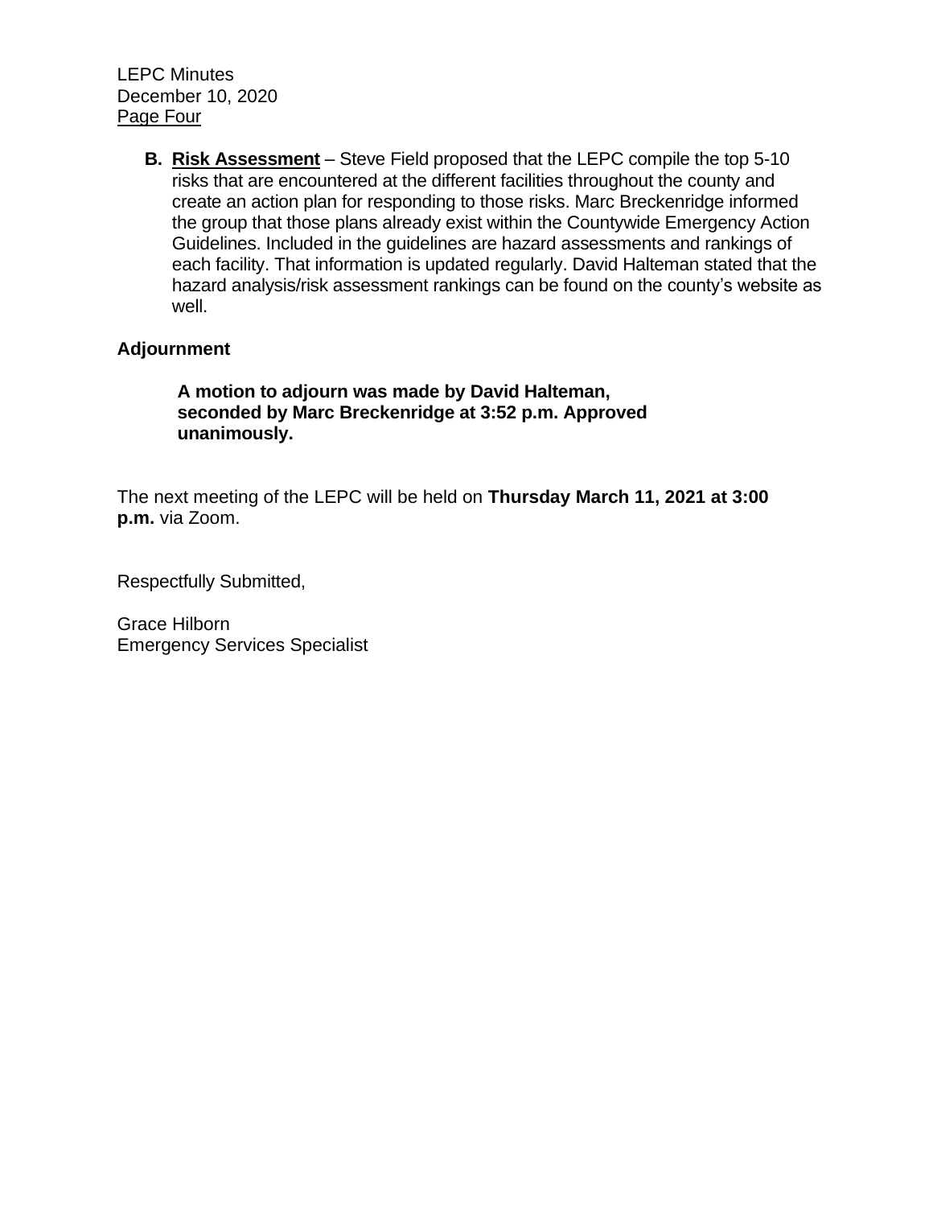**B. <u>Risk Assessment</u>** – Steve Field proposed that the LEPC compile the top 5-10 risks that are encountered at the different facilities throughout the county and create an action plan for responding to those risks. Marc Breckenridge informed the group that those plans already exist within the Countywide Emergency Action Guidelines. Included in the guidelines are hazard assessments and rankings of each facility. That information is updated regularly. David Halteman stated that the hazard analysis/risk assessment rankings can be found on the county's website as well.

**Adjournment**

> **A motion to adjourn was made by David Halteman, seconded by Marc Breckenridge at 3:52 p.m. Approved unanimously.**

The next meeting of the LEPC will be held on **Thursday March 11, 2021 at 3:00 p.m.** via Zoom.

Respectfully Submitted,

Grace Hilborn
Emergency Services Specialist